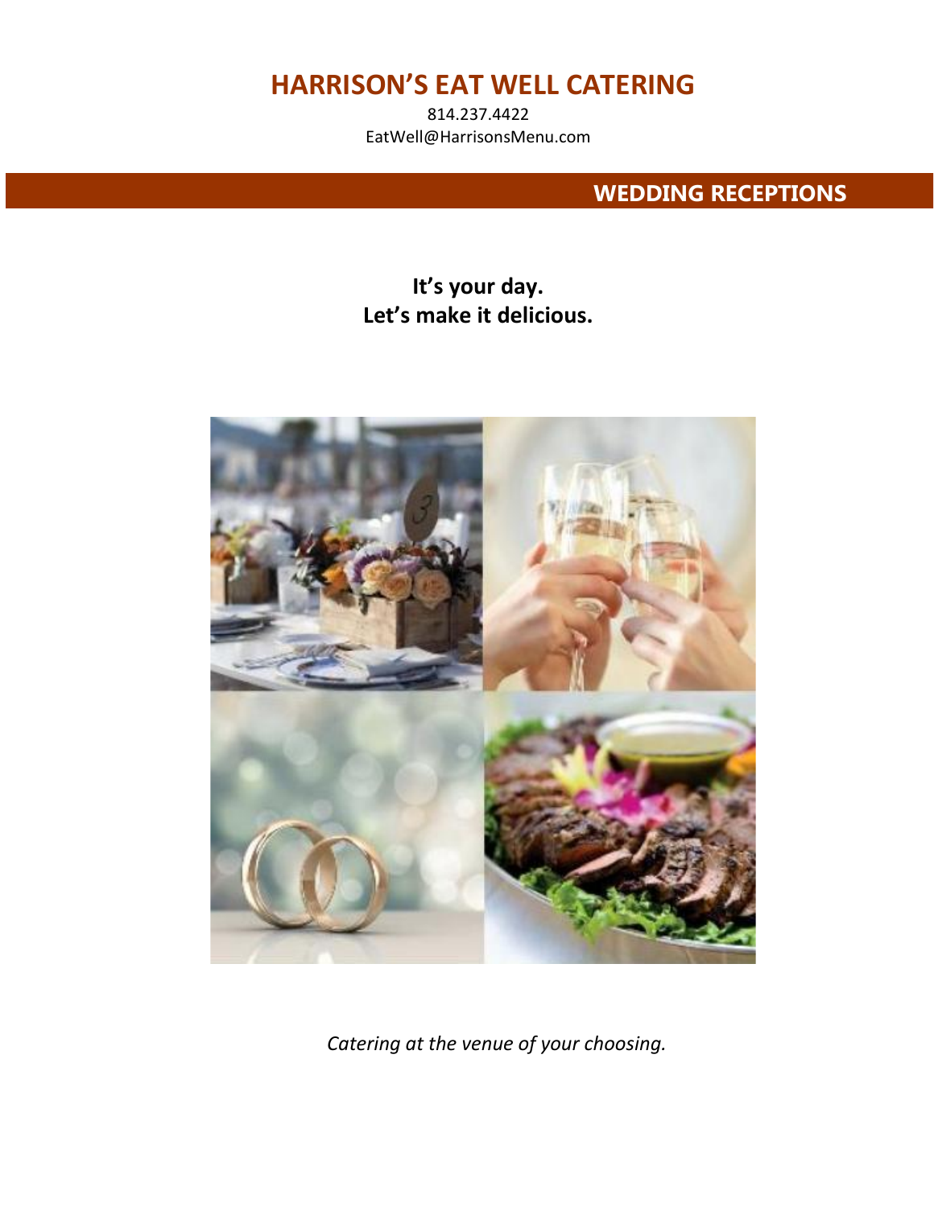# HARRISON'S EAT WELL CATERING

814.237.4422
EatWell@HarrisonsMenu.com

## WEDDING RECEPTIONS

**It's your day.**
**Let's make it delicious.**

*Catering at the venue of your choosing.*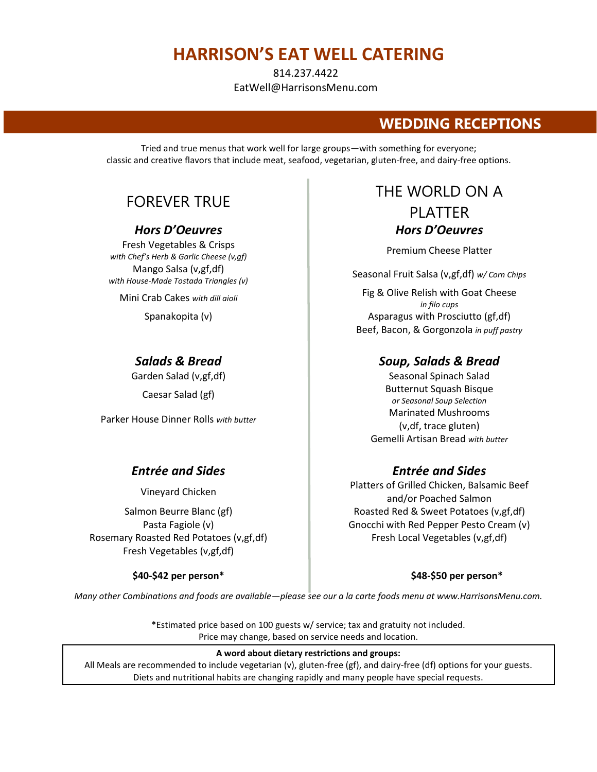# HARRISON'S EAT WELL CATERING

814.237.4422
EatWell@HarrisonsMenu.com

## WEDDING RECEPTIONS

Tried and true menus that work well for large groups—with something for everyone; classic and creative flavors that include meat, seafood, vegetarian, gluten-free, and dairy-free options.

## FOREVER TRUE

### *Hors D'Oeuvres*

Fresh Vegetables & Crisps
*with Chef's Herb & Garlic Cheese (v,gf)*
Mango Salsa (v,gf,df)
*with House-Made Tostada Triangles (v)*

Mini Crab Cakes *with dill aioli*

Spanakopita (v)

### *Salads & Bread*

Garden Salad (v,gf,df)

Caesar Salad (gf)

Parker House Dinner Rolls *with butter*

### *Entrée and Sides*

Vineyard Chicken

Salmon Beurre Blanc (gf)
Pasta Fagiole (v)
Rosemary Roasted Red Potatoes (v,gf,df)
Fresh Vegetables (v,gf,df)

**$40-$42 per person***

## THE WORLD ON A PLATTER

### *Hors D'Oeuvres*

Premium Cheese Platter

Seasonal Fruit Salsa (v,gf,df) *w/ Corn Chips*

Fig & Olive Relish with Goat Cheese
*in filo cups*
Asparagus with Prosciutto (gf,df)
Beef, Bacon, & Gorgonzola *in puff pastry*

### *Soup, Salads & Bread*

Seasonal Spinach Salad
Butternut Squash Bisque
*or Seasonal Soup Selection*
Marinated Mushrooms
(v,df, trace gluten)
Gemelli Artisan Bread *with butter*

### *Entrée and Sides*

Platters of Grilled Chicken, Balsamic Beef
and/or Poached Salmon
Roasted Red & Sweet Potatoes (v,gf,df)
Gnocchi with Red Pepper Pesto Cream (v)
Fresh Local Vegetables (v,gf,df)

**$48-$50 per person***

*Many other Combinations and foods are available—please see our a la carte foods menu at www.HarrisonsMenu.com.*

*Estimated price based on 100 guests w/ service; tax and gratuity not included.
Price may change, based on service needs and location.

**A word about dietary restrictions and groups:**
All Meals are recommended to include vegetarian (v), gluten-free (gf), and dairy-free (df) options for your guests.
Diets and nutritional habits are changing rapidly and many people have special requests.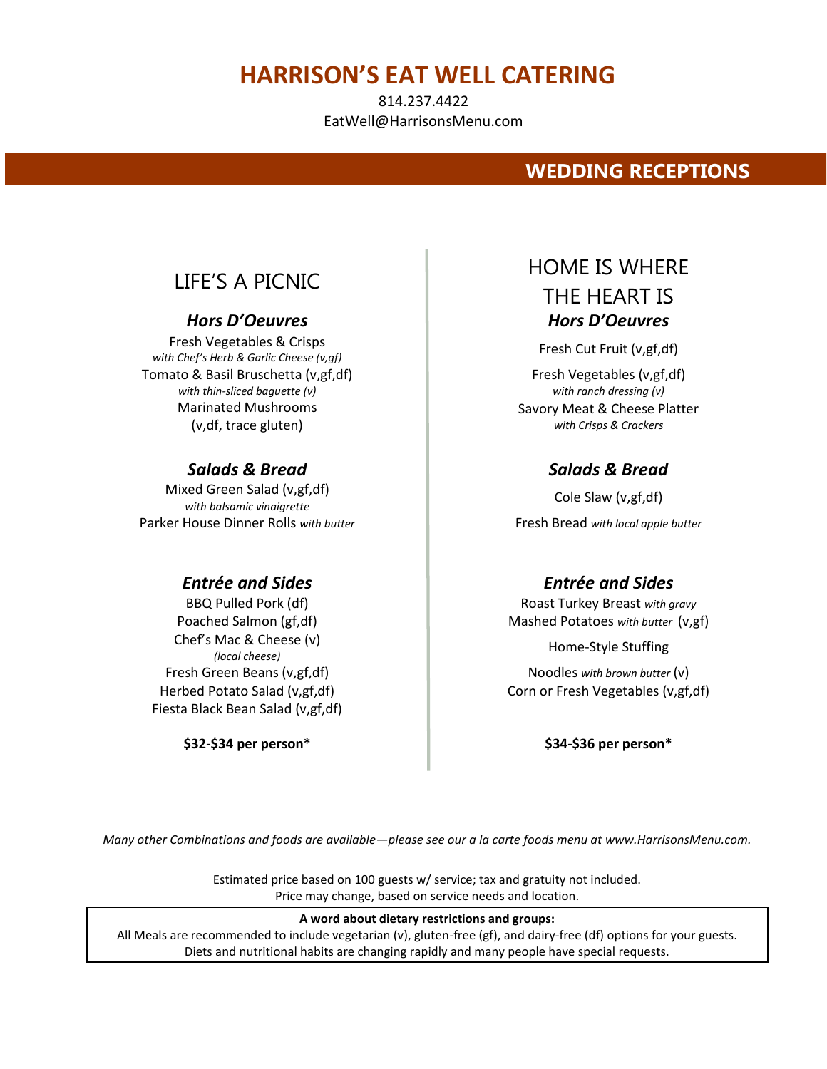# HARRISON'S EAT WELL CATERING

814.237.4422
EatWell@HarrisonsMenu.com

## WEDDING RECEPTIONS

## LIFE'S A PICNIC

### *Hors D'Oeuvres*

Fresh Vegetables & Crisps
*with Chef's Herb & Garlic Cheese (v,gf)*
Tomato & Basil Bruschetta (v,gf,df)
*with thin-sliced baguette (v)*
Marinated Mushrooms
(v,df, trace gluten)

### *Salads & Bread*

Mixed Green Salad (v,gf,df)
*with balsamic vinaigrette*
Parker House Dinner Rolls *with butter*

### *Entrée and Sides*

BBQ Pulled Pork (df)
Poached Salmon (gf,df)
Chef's Mac & Cheese (v)
*(local cheese)*
Fresh Green Beans (v,gf,df)
Herbed Potato Salad (v,gf,df)
Fiesta Black Bean Salad (v,gf,df)

**$32-$34 per person\***

## HOME IS WHERE THE HEART IS

### *Hors D'Oeuvres*

Fresh Cut Fruit (v,gf,df)
Fresh Vegetables (v,gf,df)
*with ranch dressing (v)*
Savory Meat & Cheese Platter
*with Crisps & Crackers*

### *Salads & Bread*

Cole Slaw (v,gf,df)
Fresh Bread *with local apple butter*

### *Entrée and Sides*

Roast Turkey Breast *with gravy*
Mashed Potatoes *with butter* (v,gf)
Home-Style Stuffing
Noodles *with brown butter* (v)
Corn or Fresh Vegetables (v,gf,df)

**$34-$36 per person\***

*Many other Combinations and foods are available—please see our a la carte foods menu at www.HarrisonsMenu.com.*

Estimated price based on 100 guests w/ service; tax and gratuity not included.
Price may change, based on service needs and location.

**A word about dietary restrictions and groups:**
All Meals are recommended to include vegetarian (v), gluten-free (gf), and dairy-free (df) options for your guests.
Diets and nutritional habits are changing rapidly and many people have special requests.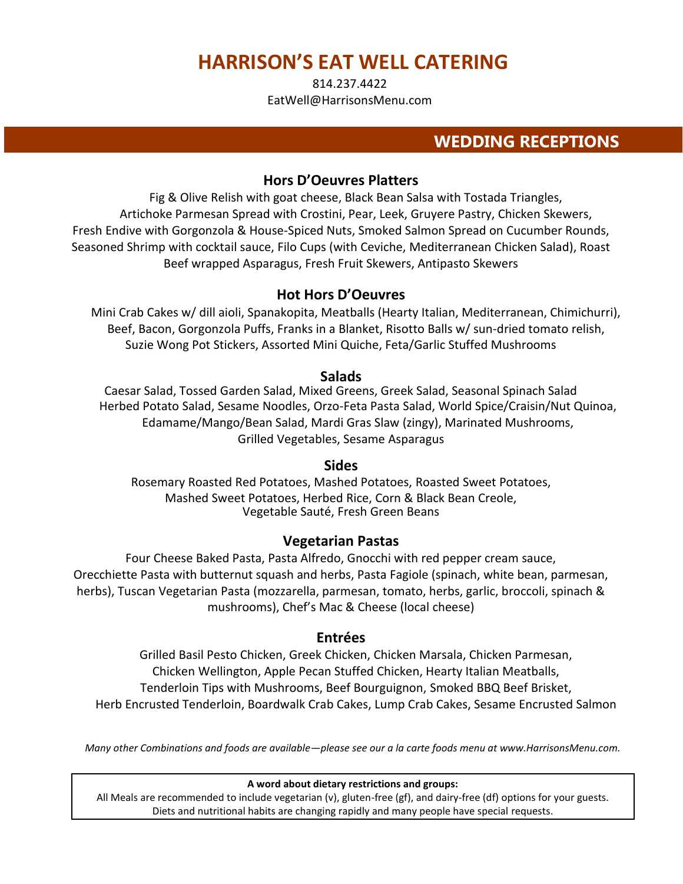# HARRISON'S EAT WELL CATERING

814.237.4422

EatWell@HarrisonsMenu.com

## WEDDING RECEPTIONS

### Hors D'Oeuvres Platters

Fig & Olive Relish with goat cheese, Black Bean Salsa with Tostada Triangles, Artichoke Parmesan Spread with Crostini, Pear, Leek, Gruyere Pastry, Chicken Skewers, Fresh Endive with Gorgonzola & House-Spiced Nuts, Smoked Salmon Spread on Cucumber Rounds, Seasoned Shrimp with cocktail sauce, Filo Cups (with Ceviche, Mediterranean Chicken Salad), Roast Beef wrapped Asparagus, Fresh Fruit Skewers, Antipasto Skewers

### Hot Hors D'Oeuvres

Mini Crab Cakes w/ dill aioli, Spanakopita, Meatballs (Hearty Italian, Mediterranean, Chimichurri), Beef, Bacon, Gorgonzola Puffs, Franks in a Blanket, Risotto Balls w/ sun-dried tomato relish, Suzie Wong Pot Stickers, Assorted Mini Quiche, Feta/Garlic Stuffed Mushrooms

### Salads

Caesar Salad, Tossed Garden Salad, Mixed Greens, Greek Salad, Seasonal Spinach Salad Herbed Potato Salad, Sesame Noodles, Orzo-Feta Pasta Salad, World Spice/Craisin/Nut Quinoa, Edamame/Mango/Bean Salad, Mardi Gras Slaw (zingy), Marinated Mushrooms, Grilled Vegetables, Sesame Asparagus

### Sides

Rosemary Roasted Red Potatoes, Mashed Potatoes, Roasted Sweet Potatoes, Mashed Sweet Potatoes, Herbed Rice, Corn & Black Bean Creole, Vegetable Sauté, Fresh Green Beans

### Vegetarian Pastas

Four Cheese Baked Pasta, Pasta Alfredo, Gnocchi with red pepper cream sauce, Orecchiette Pasta with butternut squash and herbs, Pasta Fagiole (spinach, white bean, parmesan, herbs), Tuscan Vegetarian Pasta (mozzarella, parmesan, tomato, herbs, garlic, broccoli, spinach & mushrooms), Chef's Mac & Cheese (local cheese)

### Entrées

Grilled Basil Pesto Chicken, Greek Chicken, Chicken Marsala, Chicken Parmesan, Chicken Wellington, Apple Pecan Stuffed Chicken, Hearty Italian Meatballs, Tenderloin Tips with Mushrooms, Beef Bourguignon, Smoked BBQ Beef Brisket, Herb Encrusted Tenderloin, Boardwalk Crab Cakes, Lump Crab Cakes, Sesame Encrusted Salmon

*Many other Combinations and foods are available—please see our a la carte foods menu at www.HarrisonsMenu.com.*

**A word about dietary restrictions and groups:**

All Meals are recommended to include vegetarian (v), gluten-free (gf), and dairy-free (df) options for your guests. Diets and nutritional habits are changing rapidly and many people have special requests.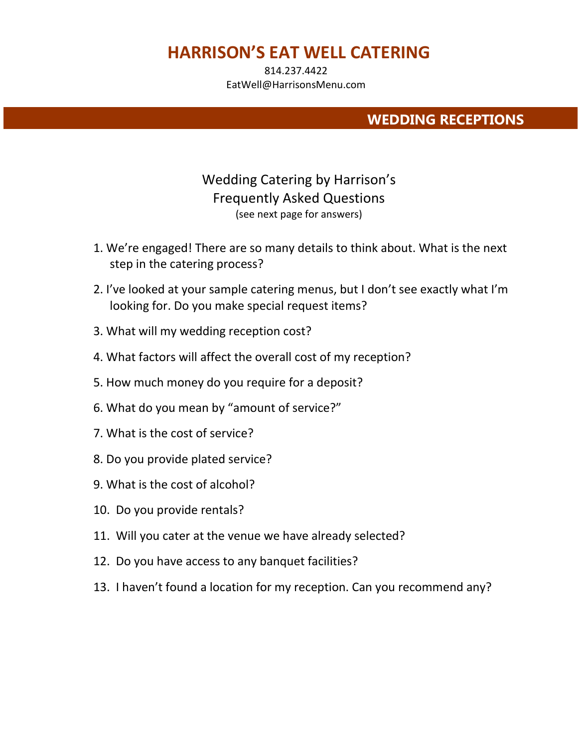# HARRISON'S EAT WELL CATERING

814.237.4422
EatWell@HarrisonsMenu.com

## WEDDING RECEPTIONS

### Wedding Catering by Harrison's Frequently Asked Questions

(see next page for answers)

1. We're engaged! There are so many details to think about. What is the next step in the catering process?
2. I've looked at your sample catering menus, but I don't see exactly what I'm looking for. Do you make special request items?
3. What will my wedding reception cost?
4. What factors will affect the overall cost of my reception?
5. How much money do you require for a deposit?
6. What do you mean by "amount of service?"
7. What is the cost of service?
8. Do you provide plated service?
9. What is the cost of alcohol?
10. Do you provide rentals?
11. Will you cater at the venue we have already selected?
12. Do you have access to any banquet facilities?
13. I haven't found a location for my reception. Can you recommend any?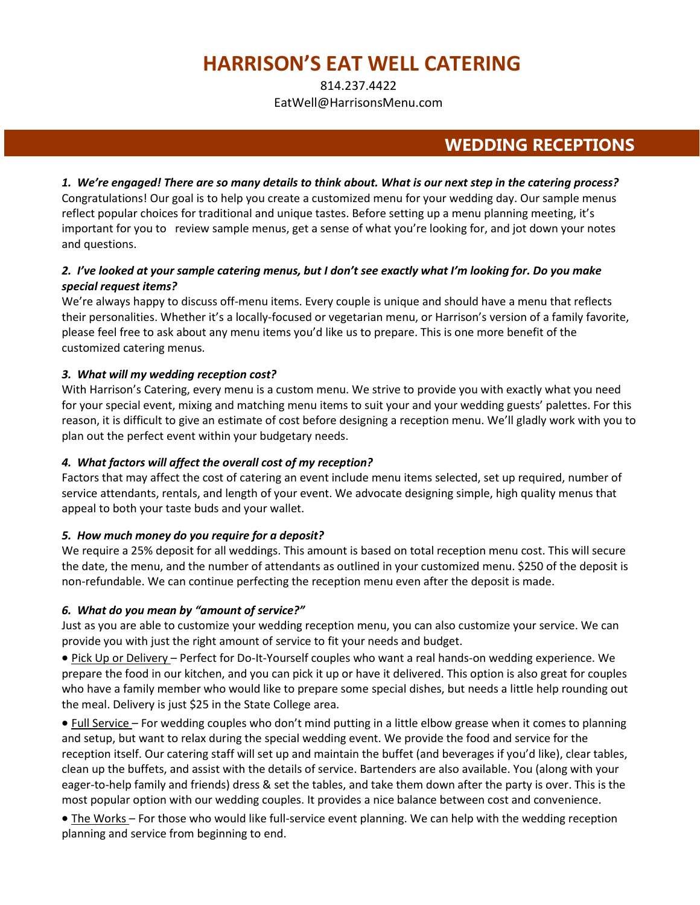# HARRISON'S EAT WELL CATERING

814.237.4422
EatWell@HarrisonsMenu.com

## WEDDING RECEPTIONS

***1. We're engaged! There are so many details to think about. What is our next step in the catering process?***
Congratulations! Our goal is to help you create a customized menu for your wedding day. Our sample menus reflect popular choices for traditional and unique tastes. Before setting up a menu planning meeting, it's important for you to review sample menus, get a sense of what you're looking for, and jot down your notes and questions.

***2. I've looked at your sample catering menus, but I don't see exactly what I'm looking for. Do you make special request items?***
We're always happy to discuss off-menu items. Every couple is unique and should have a menu that reflects their personalities. Whether it's a locally-focused or vegetarian menu, or Harrison's version of a family favorite, please feel free to ask about any menu items you'd like us to prepare. This is one more benefit of the customized catering menus.

***3. What will my wedding reception cost?***
With Harrison's Catering, every menu is a custom menu. We strive to provide you with exactly what you need for your special event, mixing and matching menu items to suit your and your wedding guests' palettes. For this reason, it is difficult to give an estimate of cost before designing a reception menu. We'll gladly work with you to plan out the perfect event within your budgetary needs.

***4. What factors will affect the overall cost of my reception?***
Factors that may affect the cost of catering an event include menu items selected, set up required, number of service attendants, rentals, and length of your event. We advocate designing simple, high quality menus that appeal to both your taste buds and your wallet.

***5. How much money do you require for a deposit?***
We require a 25% deposit for all weddings. This amount is based on total reception menu cost. This will secure the date, the menu, and the number of attendants as outlined in your customized menu. $250 of the deposit is non-refundable. We can continue perfecting the reception menu even after the deposit is made.

***6. What do you mean by "amount of service?"***
Just as you are able to customize your wedding reception menu, you can also customize your service. We can provide you with just the right amount of service to fit your needs and budget.

- <u>Pick Up or Delivery</u> – Perfect for Do-It-Yourself couples who want a real hands-on wedding experience. We prepare the food in our kitchen, and you can pick it up or have it delivered. This option is also great for couples who have a family member who would like to prepare some special dishes, but needs a little help rounding out the meal. Delivery is just $25 in the State College area.
- <u>Full Service</u> – For wedding couples who don't mind putting in a little elbow grease when it comes to planning and setup, but want to relax during the special wedding event. We provide the food and service for the reception itself. Our catering staff will set up and maintain the buffet (and beverages if you'd like), clear tables, clean up the buffets, and assist with the details of service. Bartenders are also available. You (along with your eager-to-help family and friends) dress & set the tables, and take them down after the party is over. This is the most popular option with our wedding couples. It provides a nice balance between cost and convenience.
- <u>The Works</u> – For those who would like full-service event planning. We can help with the wedding reception planning and service from beginning to end.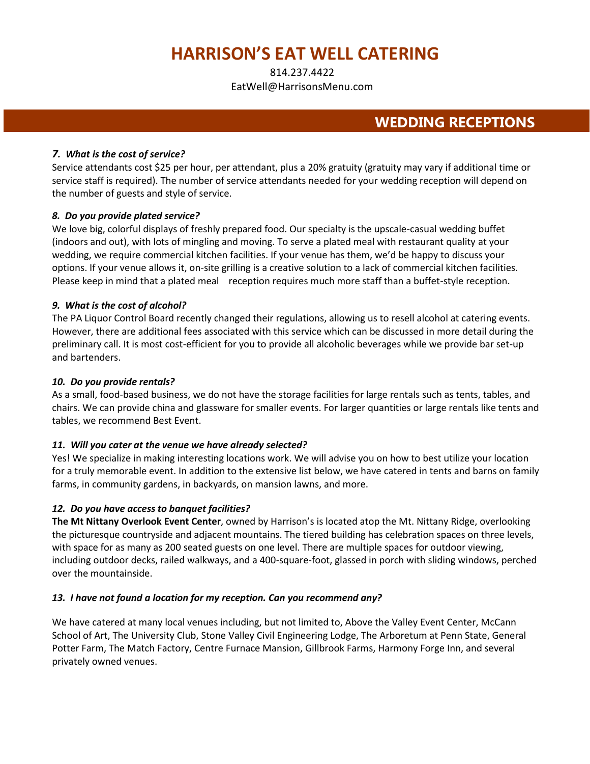# HARRISON'S EAT WELL CATERING

814.237.4422
EatWell@HarrisonsMenu.com

## WEDDING RECEPTIONS

***7. What is the cost of service?***

Service attendants cost $25 per hour, per attendant, plus a 20% gratuity (gratuity may vary if additional time or service staff is required). The number of service attendants needed for your wedding reception will depend on the number of guests and style of service.

***8. Do you provide plated service?***

We love big, colorful displays of freshly prepared food. Our specialty is the upscale-casual wedding buffet (indoors and out), with lots of mingling and moving. To serve a plated meal with restaurant quality at your wedding, we require commercial kitchen facilities. If your venue has them, we'd be happy to discuss your options. If your venue allows it, on-site grilling is a creative solution to a lack of commercial kitchen facilities. Please keep in mind that a plated meal reception requires much more staff than a buffet-style reception.

***9. What is the cost of alcohol?***

The PA Liquor Control Board recently changed their regulations, allowing us to resell alcohol at catering events. However, there are additional fees associated with this service which can be discussed in more detail during the preliminary call. It is most cost-efficient for you to provide all alcoholic beverages while we provide bar set-up and bartenders.

***10. Do you provide rentals?***

As a small, food-based business, we do not have the storage facilities for large rentals such as tents, tables, and chairs. We can provide china and glassware for smaller events. For larger quantities or large rentals like tents and tables, we recommend Best Event.

***11. Will you cater at the venue we have already selected?***

Yes! We specialize in making interesting locations work. We will advise you on how to best utilize your location for a truly memorable event. In addition to the extensive list below, we have catered in tents and barns on family farms, in community gardens, in backyards, on mansion lawns, and more.

***12. Do you have access to banquet facilities?***

**The Mt Nittany Overlook Event Center**, owned by Harrison's is located atop the Mt. Nittany Ridge, overlooking the picturesque countryside and adjacent mountains. The tiered building has celebration spaces on three levels, with space for as many as 200 seated guests on one level. There are multiple spaces for outdoor viewing, including outdoor decks, railed walkways, and a 400-square-foot, glassed in porch with sliding windows, perched over the mountainside.

***13. I have not found a location for my reception. Can you recommend any?***

We have catered at many local venues including, but not limited to, Above the Valley Event Center, McCann School of Art, The University Club, Stone Valley Civil Engineering Lodge, The Arboretum at Penn State, General Potter Farm, The Match Factory, Centre Furnace Mansion, Gillbrook Farms, Harmony Forge Inn, and several privately owned venues.